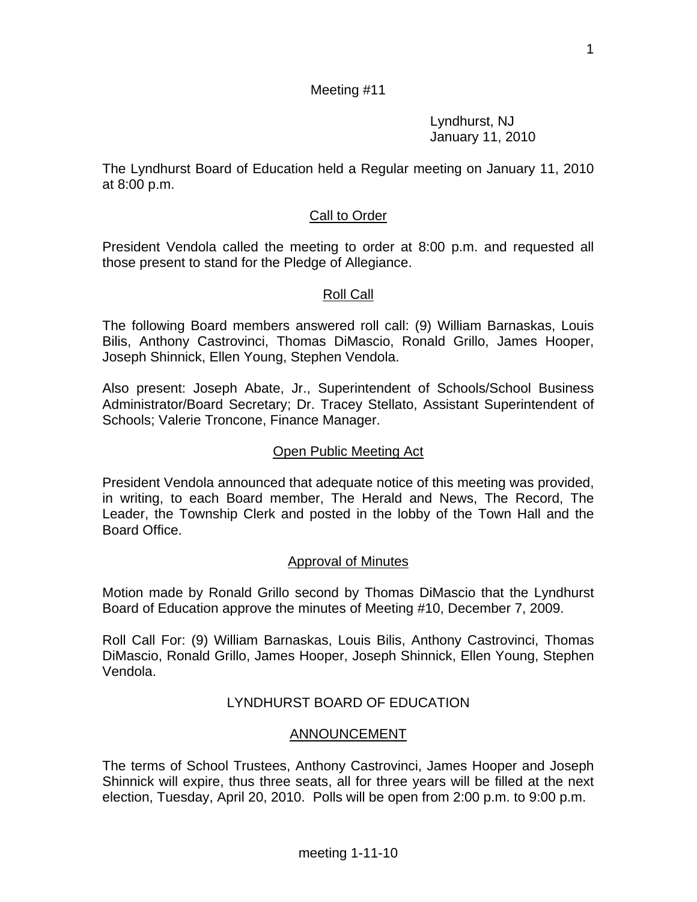Meeting #11

Lyndhurst, NJ
January 11, 2010

The Lyndhurst Board of Education held a Regular meeting on January 11, 2010 at 8:00 p.m.

## Call to Order

President Vendola called the meeting to order at 8:00 p.m. and requested all those present to stand for the Pledge of Allegiance.

## Roll Call

The following Board members answered roll call: (9) William Barnaskas, Louis Bilis, Anthony Castrovinci, Thomas DiMascio, Ronald Grillo, James Hooper, Joseph Shinnick, Ellen Young, Stephen Vendola.

Also present: Joseph Abate, Jr., Superintendent of Schools/School Business Administrator/Board Secretary; Dr. Tracey Stellato, Assistant Superintendent of Schools; Valerie Troncone, Finance Manager.

## Open Public Meeting Act

President Vendola announced that adequate notice of this meeting was provided, in writing, to each Board member, The Herald and News, The Record, The Leader, the Township Clerk and posted in the lobby of the Town Hall and the Board Office.

## Approval of Minutes

Motion made by Ronald Grillo second by Thomas DiMascio that the Lyndhurst Board of Education approve the minutes of Meeting #10, December 7, 2009.

Roll Call For: (9) William Barnaskas, Louis Bilis, Anthony Castrovinci, Thomas DiMascio, Ronald Grillo, James Hooper, Joseph Shinnick, Ellen Young, Stephen Vendola.

## LYNDHURST BOARD OF EDUCATION

## ANNOUNCEMENT

The terms of School Trustees, Anthony Castrovinci, James Hooper and Joseph Shinnick will expire, thus three seats, all for three years will be filled at the next election, Tuesday, April 20, 2010. Polls will be open from 2:00 p.m. to 9:00 p.m.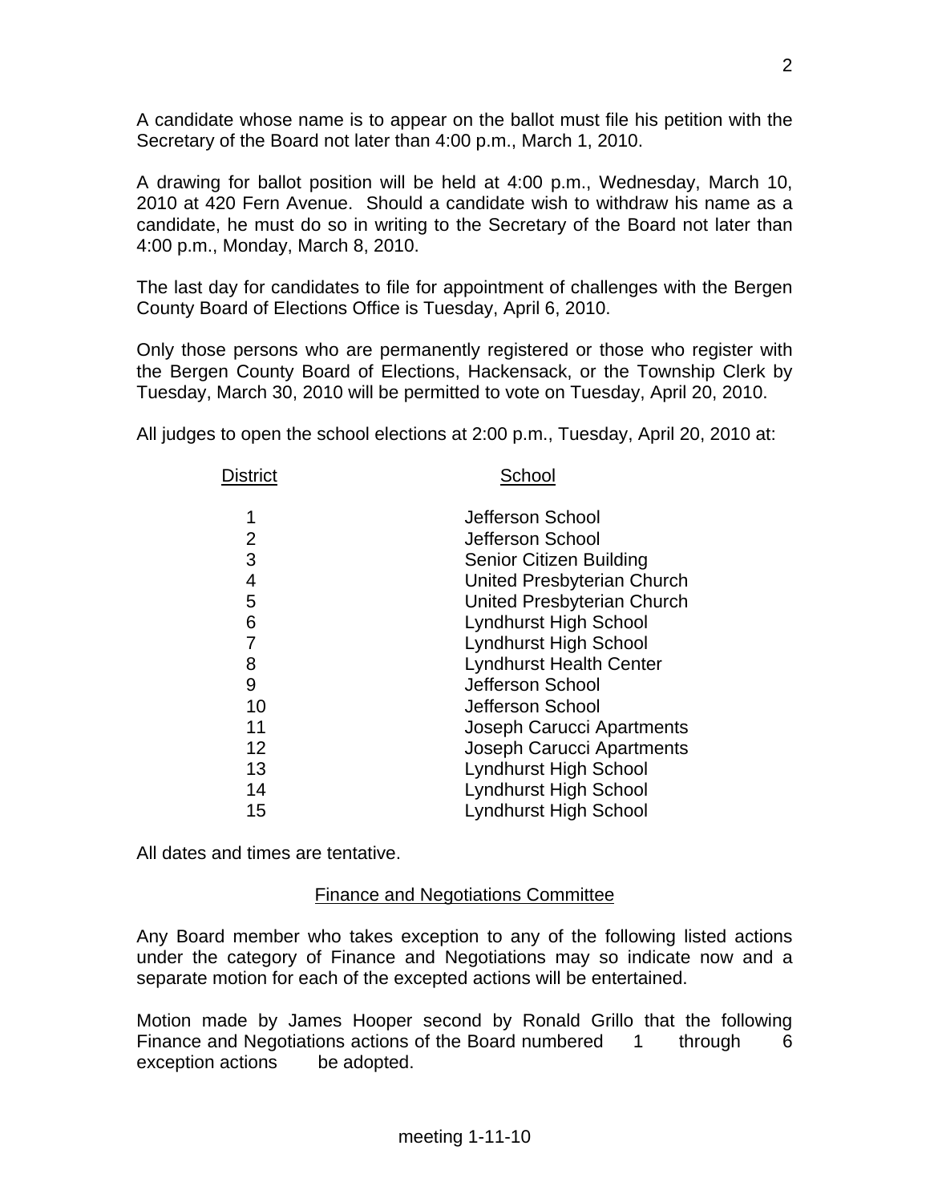A candidate whose name is to appear on the ballot must file his petition with the Secretary of the Board not later than 4:00 p.m., March 1, 2010.

A drawing for ballot position will be held at 4:00 p.m., Wednesday, March 10, 2010 at 420 Fern Avenue. Should a candidate wish to withdraw his name as a candidate, he must do so in writing to the Secretary of the Board not later than 4:00 p.m., Monday, March 8, 2010.

The last day for candidates to file for appointment of challenges with the Bergen County Board of Elections Office is Tuesday, April 6, 2010.

Only those persons who are permanently registered or those who register with the Bergen County Board of Elections, Hackensack, or the Township Clerk by Tuesday, March 30, 2010 will be permitted to vote on Tuesday, April 20, 2010.

All judges to open the school elections at 2:00 p.m., Tuesday, April 20, 2010 at:

| District | School |
|---|---|
| 1 | Jefferson School |
| 2 | Jefferson School |
| 3 | Senior Citizen Building |
| 4 | United Presbyterian Church |
| 5 | United Presbyterian Church |
| 6 | Lyndhurst High School |
| 7 | Lyndhurst High School |
| 8 | Lyndhurst Health Center |
| 9 | Jefferson School |
| 10 | Jefferson School |
| 11 | Joseph Carucci Apartments |
| 12 | Joseph Carucci Apartments |
| 13 | Lyndhurst High School |
| 14 | Lyndhurst High School |
| 15 | Lyndhurst High School |

All dates and times are tentative.

## Finance and Negotiations Committee

Any Board member who takes exception to any of the following listed actions under the category of Finance and Negotiations may so indicate now and a separate motion for each of the excepted actions will be entertained.

Motion made by James Hooper second by Ronald Grillo that the following Finance and Negotiations actions of the Board numbered 1 through 6 exception actions be adopted.

meeting 1-11-10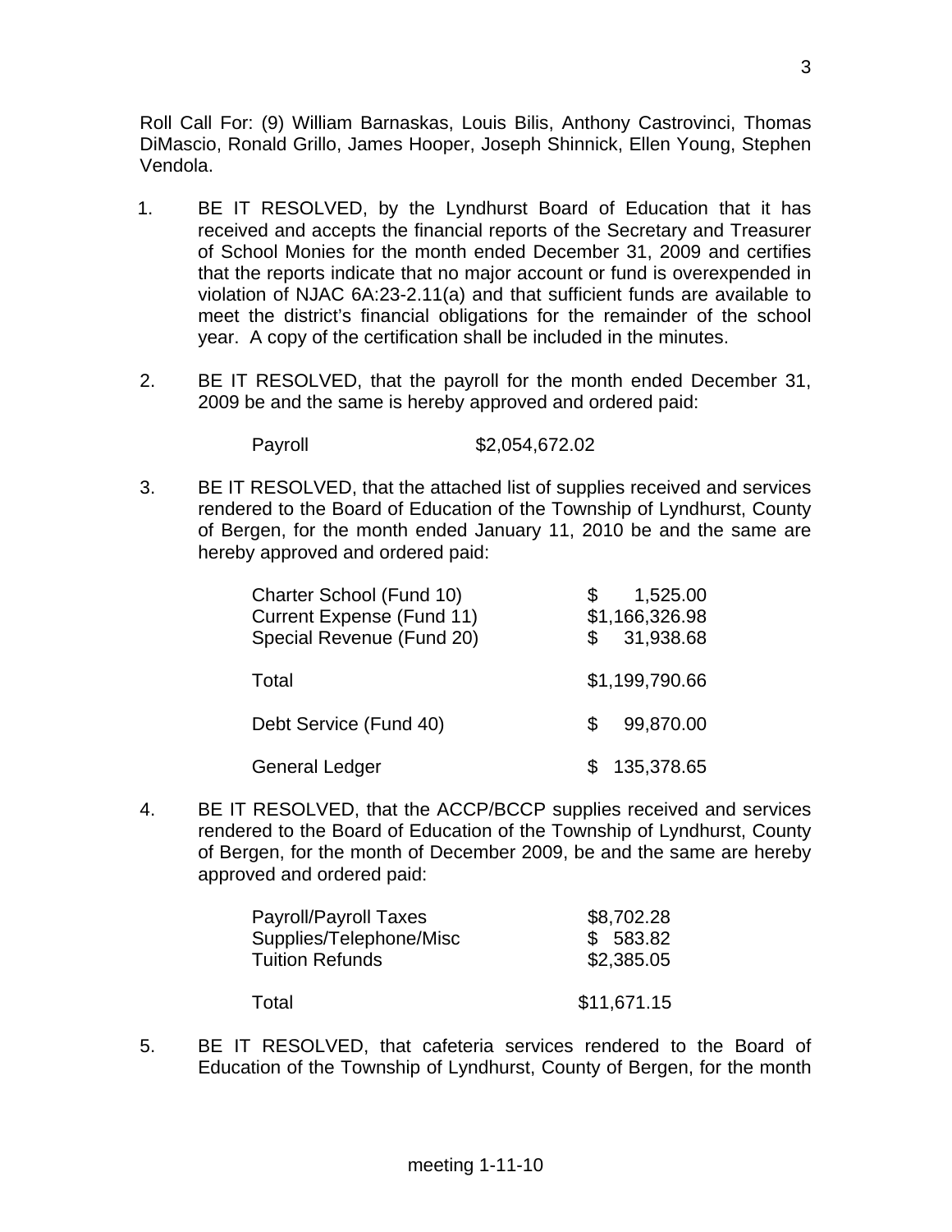Roll Call For: (9) William Barnaskas, Louis Bilis, Anthony Castrovinci, Thomas DiMascio, Ronald Grillo, James Hooper, Joseph Shinnick, Ellen Young, Stephen Vendola.

1. BE IT RESOLVED, by the Lyndhurst Board of Education that it has received and accepts the financial reports of the Secretary and Treasurer of School Monies for the month ended December 31, 2009 and certifies that the reports indicate that no major account or fund is overexpended in violation of NJAC 6A:23-2.11(a) and that sufficient funds are available to meet the district's financial obligations for the remainder of the school year. A copy of the certification shall be included in the minutes.

2. BE IT RESOLVED, that the payroll for the month ended December 31, 2009 be and the same is hereby approved and ordered paid:

   Payroll $2,054,672.02

3. BE IT RESOLVED, that the attached list of supplies received and services rendered to the Board of Education of the Township of Lyndhurst, County of Bergen, for the month ended January 11, 2010 be and the same are hereby approved and ordered paid:

| | |
|---|---|
| Charter School (Fund 10) | $ 1,525.00 |
| Current Expense (Fund 11) | $1,166,326.98 |
| Special Revenue (Fund 20) | $ 31,938.68 |
| Total | $1,199,790.66 |
| Debt Service (Fund 40) | $ 99,870.00 |
| General Ledger | $ 135,378.65 |

4. BE IT RESOLVED, that the ACCP/BCCP supplies received and services rendered to the Board of Education of the Township of Lyndhurst, County of Bergen, for the month of December 2009, be and the same are hereby approved and ordered paid:

| | |
|---|---|
| Payroll/Payroll Taxes | $8,702.28 |
| Supplies/Telephone/Misc | $ 583.82 |
| Tuition Refunds | $2,385.05 |
| Total | $11,671.15 |

5. BE IT RESOLVED, that cafeteria services rendered to the Board of Education of the Township of Lyndhurst, County of Bergen, for the month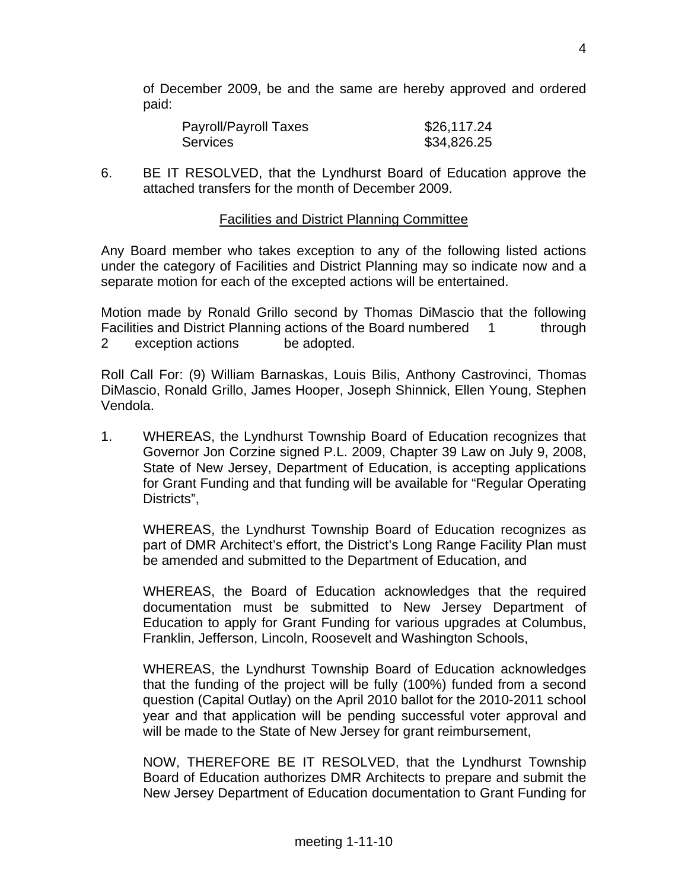of December 2009, be and the same are hereby approved and ordered paid:

| | |
|---|---|
| Payroll/Payroll Taxes | $26,117.24 |
| Services | $34,826.25 |

6. BE IT RESOLVED, that the Lyndhurst Board of Education approve the attached transfers for the month of December 2009.

## Facilities and District Planning Committee

Any Board member who takes exception to any of the following listed actions under the category of Facilities and District Planning may so indicate now and a separate motion for each of the excepted actions will be entertained.

Motion made by Ronald Grillo second by Thomas DiMascio that the following Facilities and District Planning actions of the Board numbered 1 through 2 exception actions be adopted.

Roll Call For: (9) William Barnaskas, Louis Bilis, Anthony Castrovinci, Thomas DiMascio, Ronald Grillo, James Hooper, Joseph Shinnick, Ellen Young, Stephen Vendola.

1. WHEREAS, the Lyndhurst Township Board of Education recognizes that Governor Jon Corzine signed P.L. 2009, Chapter 39 Law on July 9, 2008, State of New Jersey, Department of Education, is accepting applications for Grant Funding and that funding will be available for "Regular Operating Districts",

   WHEREAS, the Lyndhurst Township Board of Education recognizes as part of DMR Architect's effort, the District's Long Range Facility Plan must be amended and submitted to the Department of Education, and

   WHEREAS, the Board of Education acknowledges that the required documentation must be submitted to New Jersey Department of Education to apply for Grant Funding for various upgrades at Columbus, Franklin, Jefferson, Lincoln, Roosevelt and Washington Schools,

   WHEREAS, the Lyndhurst Township Board of Education acknowledges that the funding of the project will be fully (100%) funded from a second question (Capital Outlay) on the April 2010 ballot for the 2010-2011 school year and that application will be pending successful voter approval and will be made to the State of New Jersey for grant reimbursement,

   NOW, THEREFORE BE IT RESOLVED, that the Lyndhurst Township Board of Education authorizes DMR Architects to prepare and submit the New Jersey Department of Education documentation to Grant Funding for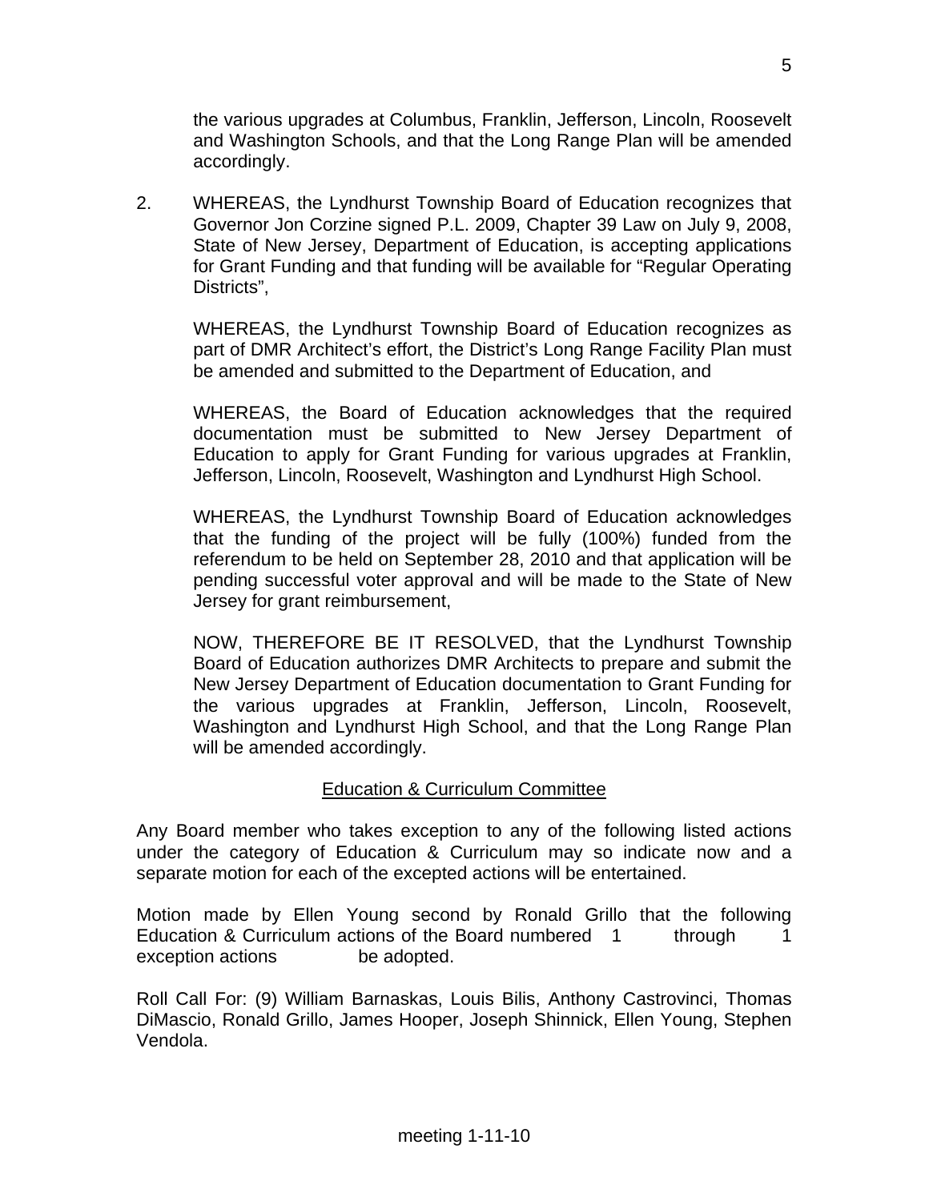the various upgrades at Columbus, Franklin, Jefferson, Lincoln, Roosevelt and Washington Schools, and that the Long Range Plan will be amended accordingly.

2. WHEREAS, the Lyndhurst Township Board of Education recognizes that Governor Jon Corzine signed P.L. 2009, Chapter 39 Law on July 9, 2008, State of New Jersey, Department of Education, is accepting applications for Grant Funding and that funding will be available for "Regular Operating Districts",

   WHEREAS, the Lyndhurst Township Board of Education recognizes as part of DMR Architect's effort, the District's Long Range Facility Plan must be amended and submitted to the Department of Education, and

   WHEREAS, the Board of Education acknowledges that the required documentation must be submitted to New Jersey Department of Education to apply for Grant Funding for various upgrades at Franklin, Jefferson, Lincoln, Roosevelt, Washington and Lyndhurst High School.

   WHEREAS, the Lyndhurst Township Board of Education acknowledges that the funding of the project will be fully (100%) funded from the referendum to be held on September 28, 2010 and that application will be pending successful voter approval and will be made to the State of New Jersey for grant reimbursement,

   NOW, THEREFORE BE IT RESOLVED, that the Lyndhurst Township Board of Education authorizes DMR Architects to prepare and submit the New Jersey Department of Education documentation to Grant Funding for the various upgrades at Franklin, Jefferson, Lincoln, Roosevelt, Washington and Lyndhurst High School, and that the Long Range Plan will be amended accordingly.

## Education & Curriculum Committee

Any Board member who takes exception to any of the following listed actions under the category of Education & Curriculum may so indicate now and a separate motion for each of the excepted actions will be entertained.

Motion made by Ellen Young second by Ronald Grillo that the following Education & Curriculum actions of the Board numbered 1 through 1 exception actions be adopted.

Roll Call For: (9) William Barnaskas, Louis Bilis, Anthony Castrovinci, Thomas DiMascio, Ronald Grillo, James Hooper, Joseph Shinnick, Ellen Young, Stephen Vendola.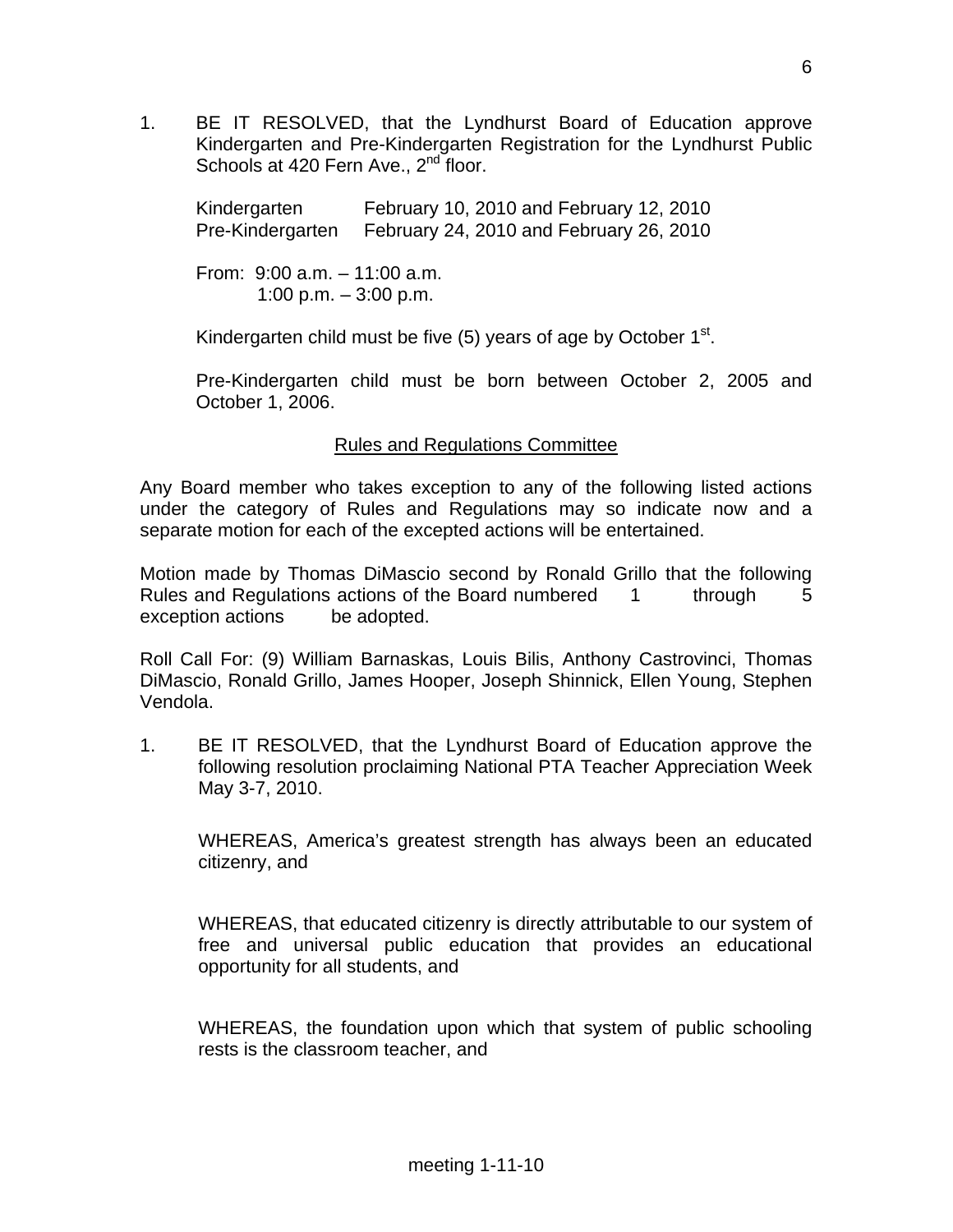1. BE IT RESOLVED, that the Lyndhurst Board of Education approve Kindergarten and Pre-Kindergarten Registration for the Lyndhurst Public Schools at 420 Fern Ave., 2nd floor.

   Kindergarten February 10, 2010 and February 12, 2010
   Pre-Kindergarten February 24, 2010 and February 26, 2010

   From: 9:00 a.m. – 11:00 a.m.
   1:00 p.m. – 3:00 p.m.

   Kindergarten child must be five (5) years of age by October 1st.

   Pre-Kindergarten child must be born between October 2, 2005 and October 1, 2006.

## Rules and Regulations Committee

Any Board member who takes exception to any of the following listed actions under the category of Rules and Regulations may so indicate now and a separate motion for each of the excepted actions will be entertained.

Motion made by Thomas DiMascio second by Ronald Grillo that the following Rules and Regulations actions of the Board numbered 1 through 5 exception actions be adopted.

Roll Call For: (9) William Barnaskas, Louis Bilis, Anthony Castrovinci, Thomas DiMascio, Ronald Grillo, James Hooper, Joseph Shinnick, Ellen Young, Stephen Vendola.

1. BE IT RESOLVED, that the Lyndhurst Board of Education approve the following resolution proclaiming National PTA Teacher Appreciation Week May 3-7, 2010.

   WHEREAS, America's greatest strength has always been an educated citizenry, and

   WHEREAS, that educated citizenry is directly attributable to our system of free and universal public education that provides an educational opportunity for all students, and

   WHEREAS, the foundation upon which that system of public schooling rests is the classroom teacher, and

meeting 1-11-10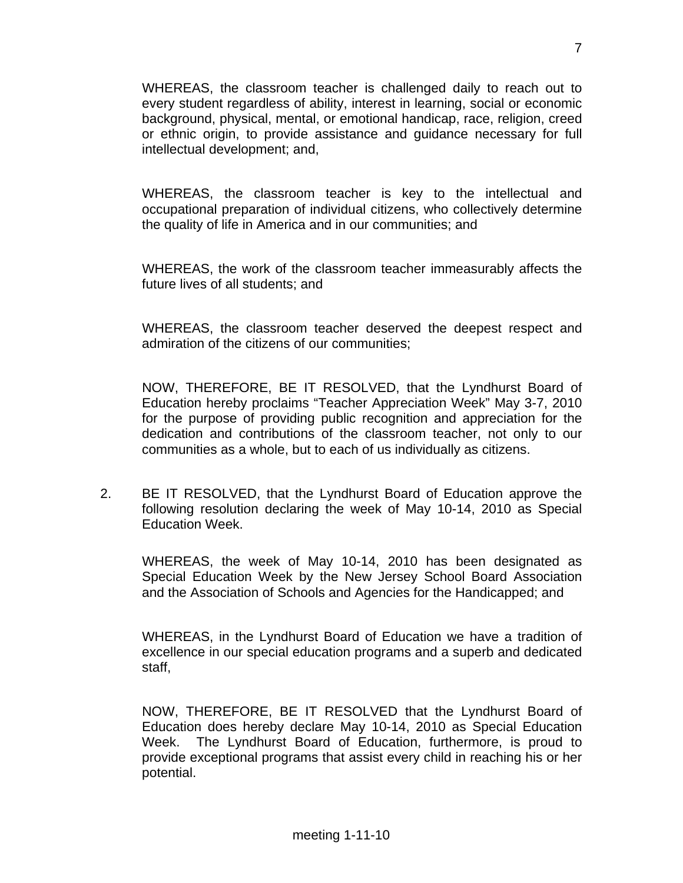WHEREAS, the classroom teacher is challenged daily to reach out to every student regardless of ability, interest in learning, social or economic background, physical, mental, or emotional handicap, race, religion, creed or ethnic origin, to provide assistance and guidance necessary for full intellectual development; and,

WHEREAS, the classroom teacher is key to the intellectual and occupational preparation of individual citizens, who collectively determine the quality of life in America and in our communities; and

WHEREAS, the work of the classroom teacher immeasurably affects the future lives of all students; and

WHEREAS, the classroom teacher deserved the deepest respect and admiration of the citizens of our communities;

NOW, THEREFORE, BE IT RESOLVED, that the Lyndhurst Board of Education hereby proclaims "Teacher Appreciation Week" May 3-7, 2010 for the purpose of providing public recognition and appreciation for the dedication and contributions of the classroom teacher, not only to our communities as a whole, but to each of us individually as citizens.

2. BE IT RESOLVED, that the Lyndhurst Board of Education approve the following resolution declaring the week of May 10-14, 2010 as Special Education Week.

   WHEREAS, the week of May 10-14, 2010 has been designated as Special Education Week by the New Jersey School Board Association and the Association of Schools and Agencies for the Handicapped; and

   WHEREAS, in the Lyndhurst Board of Education we have a tradition of excellence in our special education programs and a superb and dedicated staff,

   NOW, THEREFORE, BE IT RESOLVED that the Lyndhurst Board of Education does hereby declare May 10-14, 2010 as Special Education Week. The Lyndhurst Board of Education, furthermore, is proud to provide exceptional programs that assist every child in reaching his or her potential.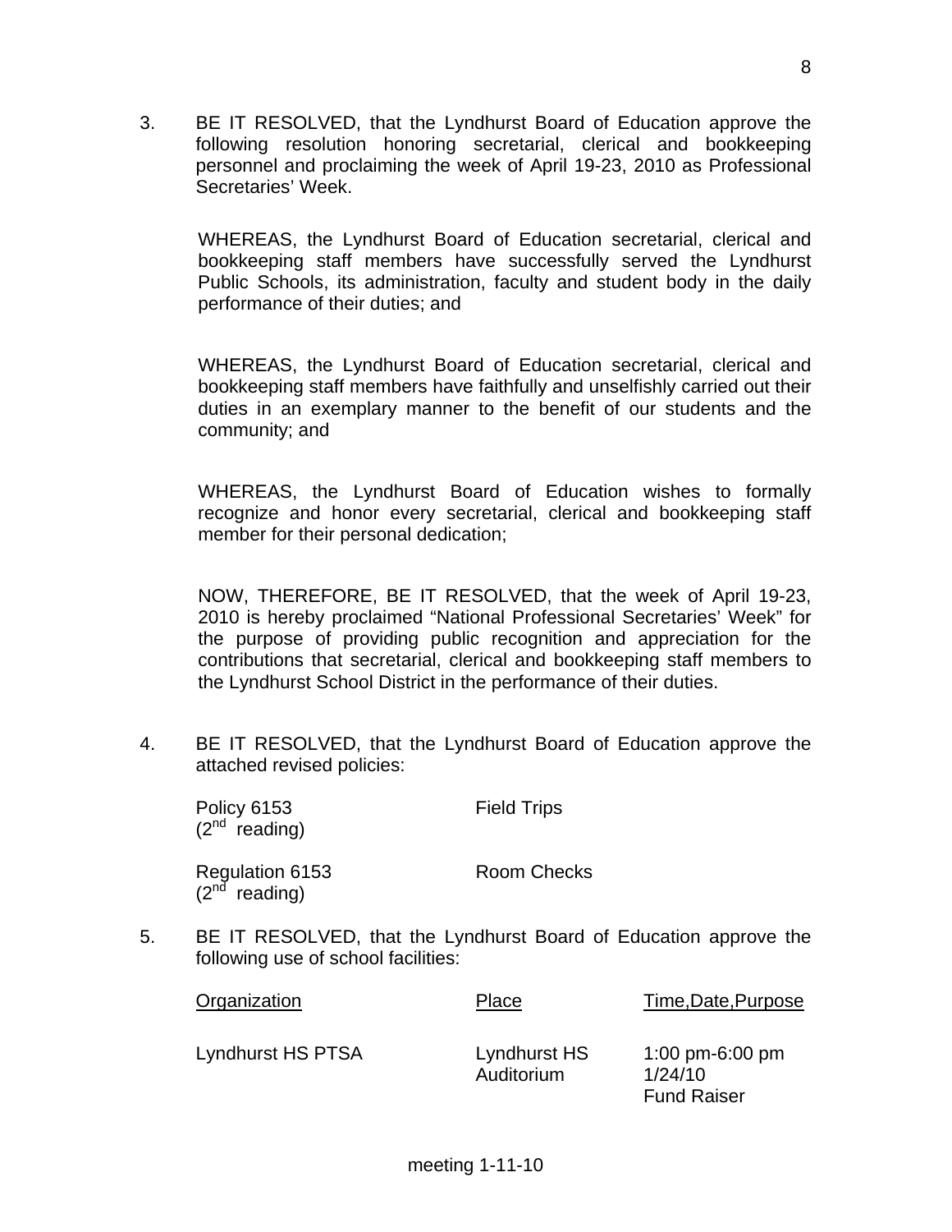3. BE IT RESOLVED, that the Lyndhurst Board of Education approve the following resolution honoring secretarial, clerical and bookkeeping personnel and proclaiming the week of April 19-23, 2010 as Professional Secretaries' Week.

   WHEREAS, the Lyndhurst Board of Education secretarial, clerical and bookkeeping staff members have successfully served the Lyndhurst Public Schools, its administration, faculty and student body in the daily performance of their duties; and

   WHEREAS, the Lyndhurst Board of Education secretarial, clerical and bookkeeping staff members have faithfully and unselfishly carried out their duties in an exemplary manner to the benefit of our students and the community; and

   WHEREAS, the Lyndhurst Board of Education wishes to formally recognize and honor every secretarial, clerical and bookkeeping staff member for their personal dedication;

   NOW, THEREFORE, BE IT RESOLVED, that the week of April 19-23, 2010 is hereby proclaimed "National Professional Secretaries' Week" for the purpose of providing public recognition and appreciation for the contributions that secretarial, clerical and bookkeeping staff members to the Lyndhurst School District in the performance of their duties.

4. BE IT RESOLVED, that the Lyndhurst Board of Education approve the attached revised policies:

| | |
|---|---|
| Policy 6153 (2nd reading) | Field Trips |
| Regulation 6153 (2nd reading) | Room Checks |

5. BE IT RESOLVED, that the Lyndhurst Board of Education approve the following use of school facilities:

| Organization | Place | Time,Date,Purpose |
|---|---|---|
| Lyndhurst HS PTSA | Lyndhurst HS Auditorium | 1:00 pm-6:00 pm 1/24/10 Fund Raiser |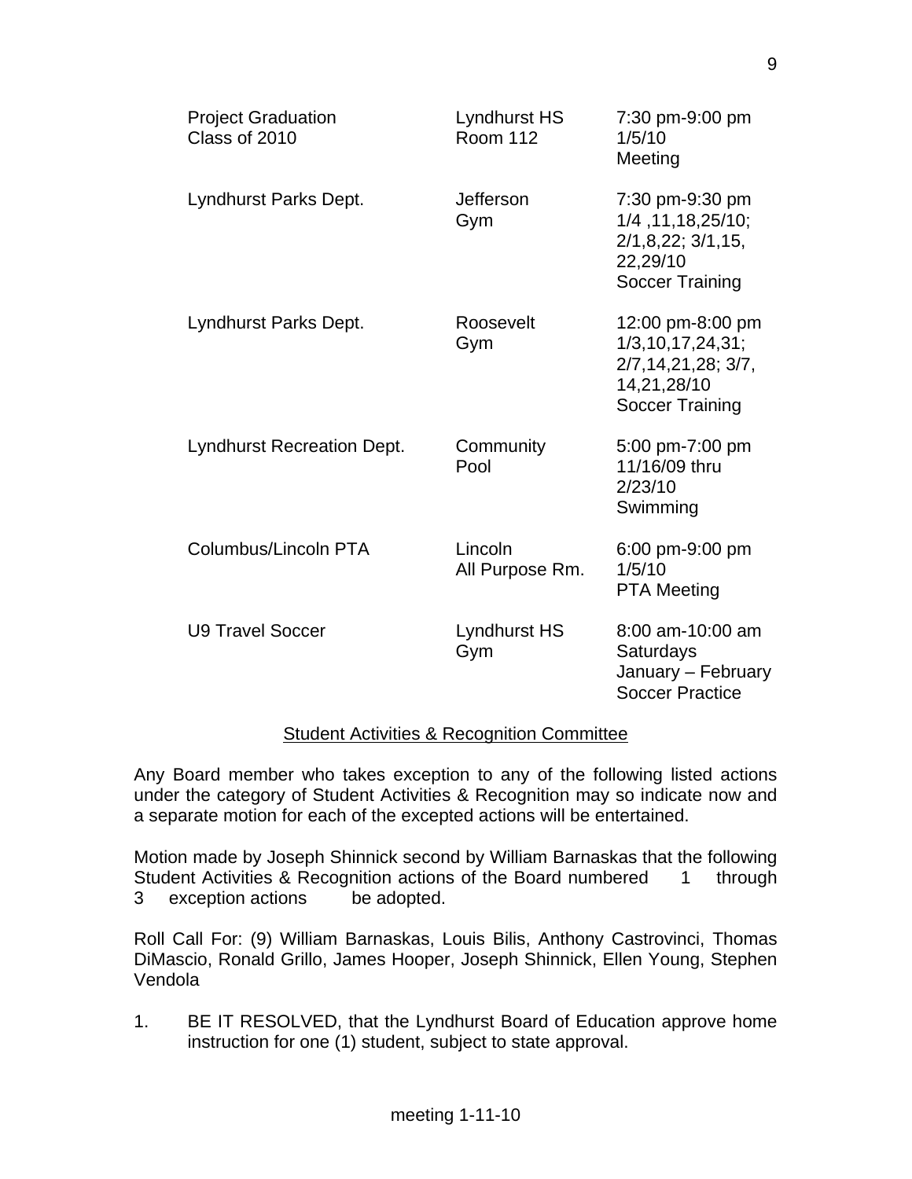| | | |
|---|---|---|
| Project Graduation Class of 2010 | Lyndhurst HS Room 112 | 7:30 pm-9:00 pm 1/5/10 Meeting |
| Lyndhurst Parks Dept. | Jefferson Gym | 7:30 pm-9:30 pm 1/4 ,11,18,25/10; 2/1,8,22; 3/1,15, 22,29/10 Soccer Training |
| Lyndhurst Parks Dept. | Roosevelt Gym | 12:00 pm-8:00 pm 1/3,10,17,24,31; 2/7,14,21,28; 3/7, 14,21,28/10 Soccer Training |
| Lyndhurst Recreation Dept. | Community Pool | 5:00 pm-7:00 pm 11/16/09 thru 2/23/10 Swimming |
| Columbus/Lincoln PTA | Lincoln All Purpose Rm. | 6:00 pm-9:00 pm 1/5/10 PTA Meeting |
| U9 Travel Soccer | Lyndhurst HS Gym | 8:00 am-10:00 am Saturdays January – February Soccer Practice |

## Student Activities & Recognition Committee

Any Board member who takes exception to any of the following listed actions under the category of Student Activities & Recognition may so indicate now and a separate motion for each of the excepted actions will be entertained.

Motion made by Joseph Shinnick second by William Barnaskas that the following Student Activities & Recognition actions of the Board numbered 1 through 3 exception actions be adopted.

Roll Call For: (9) William Barnaskas, Louis Bilis, Anthony Castrovinci, Thomas DiMascio, Ronald Grillo, James Hooper, Joseph Shinnick, Ellen Young, Stephen Vendola

1. BE IT RESOLVED, that the Lyndhurst Board of Education approve home instruction for one (1) student, subject to state approval.

meeting 1-11-10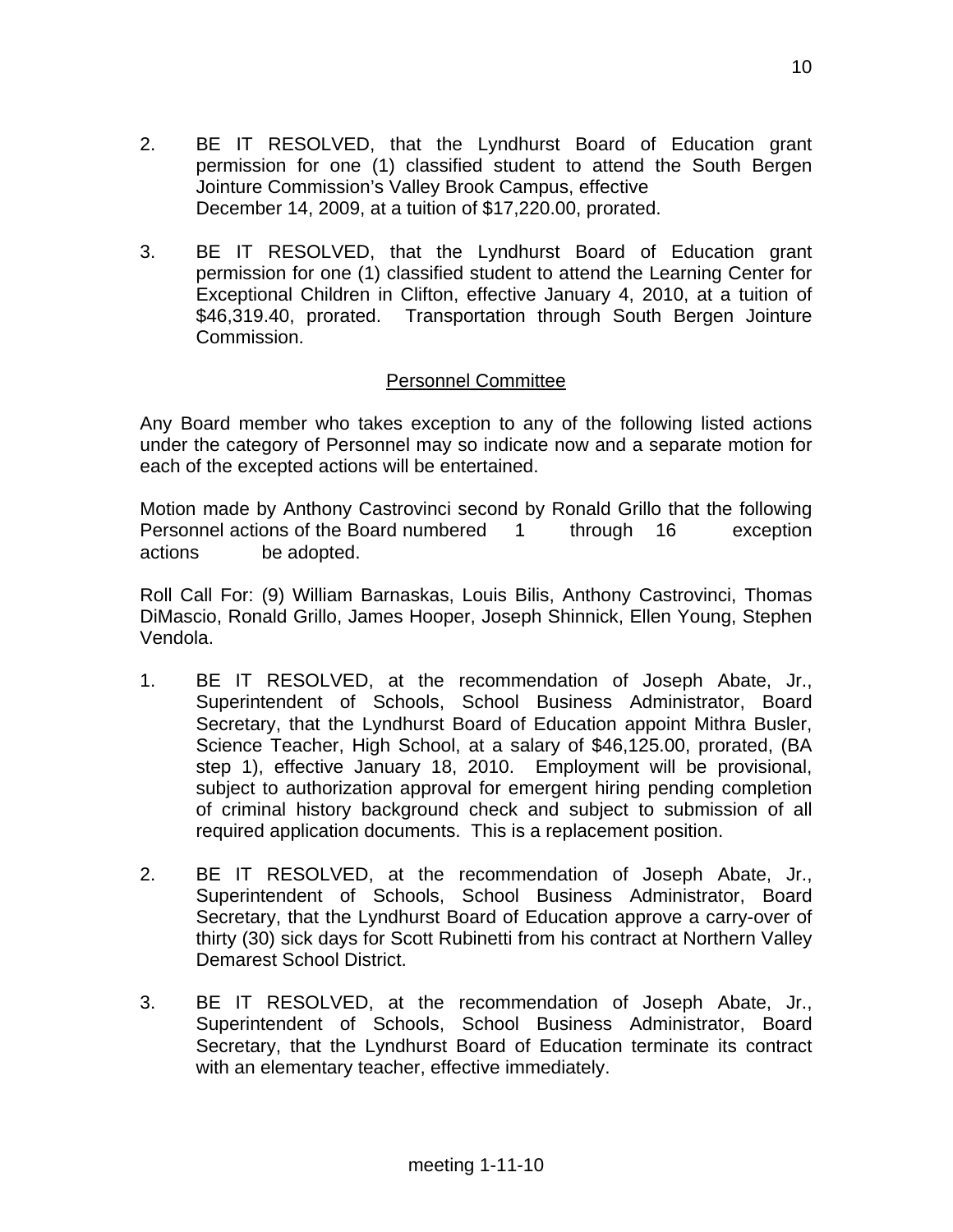2. BE IT RESOLVED, that the Lyndhurst Board of Education grant permission for one (1) classified student to attend the South Bergen Jointure Commission's Valley Brook Campus, effective December 14, 2009, at a tuition of $17,220.00, prorated.

3. BE IT RESOLVED, that the Lyndhurst Board of Education grant permission for one (1) classified student to attend the Learning Center for Exceptional Children in Clifton, effective January 4, 2010, at a tuition of $46,319.40, prorated. Transportation through South Bergen Jointure Commission.

## Personnel Committee

Any Board member who takes exception to any of the following listed actions under the category of Personnel may so indicate now and a separate motion for each of the excepted actions will be entertained.

Motion made by Anthony Castrovinci second by Ronald Grillo that the following Personnel actions of the Board numbered 1 through 16 exception actions be adopted.

Roll Call For: (9) William Barnaskas, Louis Bilis, Anthony Castrovinci, Thomas DiMascio, Ronald Grillo, James Hooper, Joseph Shinnick, Ellen Young, Stephen Vendola.

1. BE IT RESOLVED, at the recommendation of Joseph Abate, Jr., Superintendent of Schools, School Business Administrator, Board Secretary, that the Lyndhurst Board of Education appoint Mithra Busler, Science Teacher, High School, at a salary of $46,125.00, prorated, (BA step 1), effective January 18, 2010. Employment will be provisional, subject to authorization approval for emergent hiring pending completion of criminal history background check and subject to submission of all required application documents. This is a replacement position.

2. BE IT RESOLVED, at the recommendation of Joseph Abate, Jr., Superintendent of Schools, School Business Administrator, Board Secretary, that the Lyndhurst Board of Education approve a carry-over of thirty (30) sick days for Scott Rubinetti from his contract at Northern Valley Demarest School District.

3. BE IT RESOLVED, at the recommendation of Joseph Abate, Jr., Superintendent of Schools, School Business Administrator, Board Secretary, that the Lyndhurst Board of Education terminate its contract with an elementary teacher, effective immediately.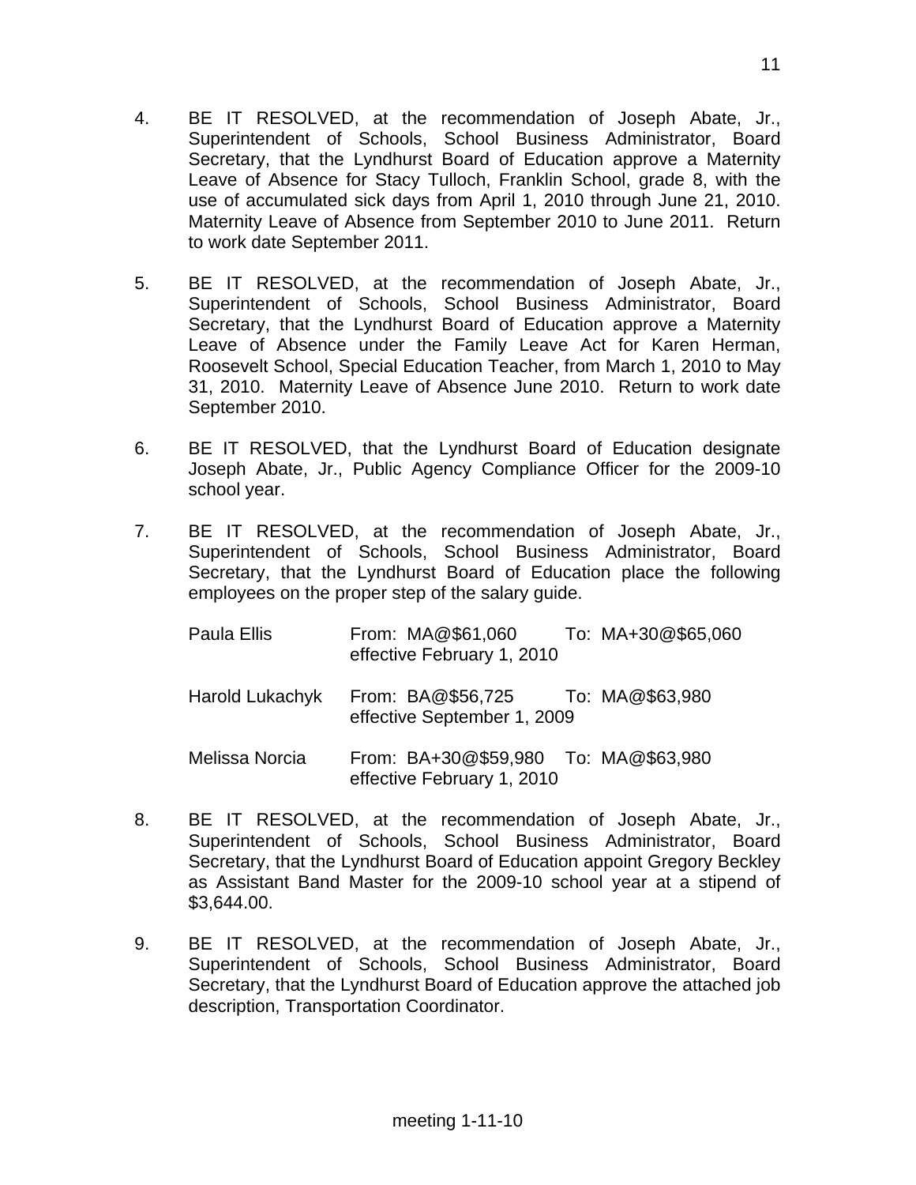4. BE IT RESOLVED, at the recommendation of Joseph Abate, Jr., Superintendent of Schools, School Business Administrator, Board Secretary, that the Lyndhurst Board of Education approve a Maternity Leave of Absence for Stacy Tulloch, Franklin School, grade 8, with the use of accumulated sick days from April 1, 2010 through June 21, 2010. Maternity Leave of Absence from September 2010 to June 2011. Return to work date September 2011.

5. BE IT RESOLVED, at the recommendation of Joseph Abate, Jr., Superintendent of Schools, School Business Administrator, Board Secretary, that the Lyndhurst Board of Education approve a Maternity Leave of Absence under the Family Leave Act for Karen Herman, Roosevelt School, Special Education Teacher, from March 1, 2010 to May 31, 2010. Maternity Leave of Absence June 2010. Return to work date September 2010.

6. BE IT RESOLVED, that the Lyndhurst Board of Education designate Joseph Abate, Jr., Public Agency Compliance Officer for the 2009-10 school year.

7. BE IT RESOLVED, at the recommendation of Joseph Abate, Jr., Superintendent of Schools, School Business Administrator, Board Secretary, that the Lyndhurst Board of Education place the following employees on the proper step of the salary guide.

   | | | |
   |---|---|---|
   | Paula Ellis | From: MA@$61,060<br>effective February 1, 2010 | To: MA+30@$65,060 |
   | Harold Lukachyk | From: BA@$56,725<br>effective September 1, 2009 | To: MA@$63,980 |
   | Melissa Norcia | From: BA+30@$59,980<br>effective February 1, 2010 | To: MA@$63,980 |

8. BE IT RESOLVED, at the recommendation of Joseph Abate, Jr., Superintendent of Schools, School Business Administrator, Board Secretary, that the Lyndhurst Board of Education appoint Gregory Beckley as Assistant Band Master for the 2009-10 school year at a stipend of $3,644.00.

9. BE IT RESOLVED, at the recommendation of Joseph Abate, Jr., Superintendent of Schools, School Business Administrator, Board Secretary, that the Lyndhurst Board of Education approve the attached job description, Transportation Coordinator.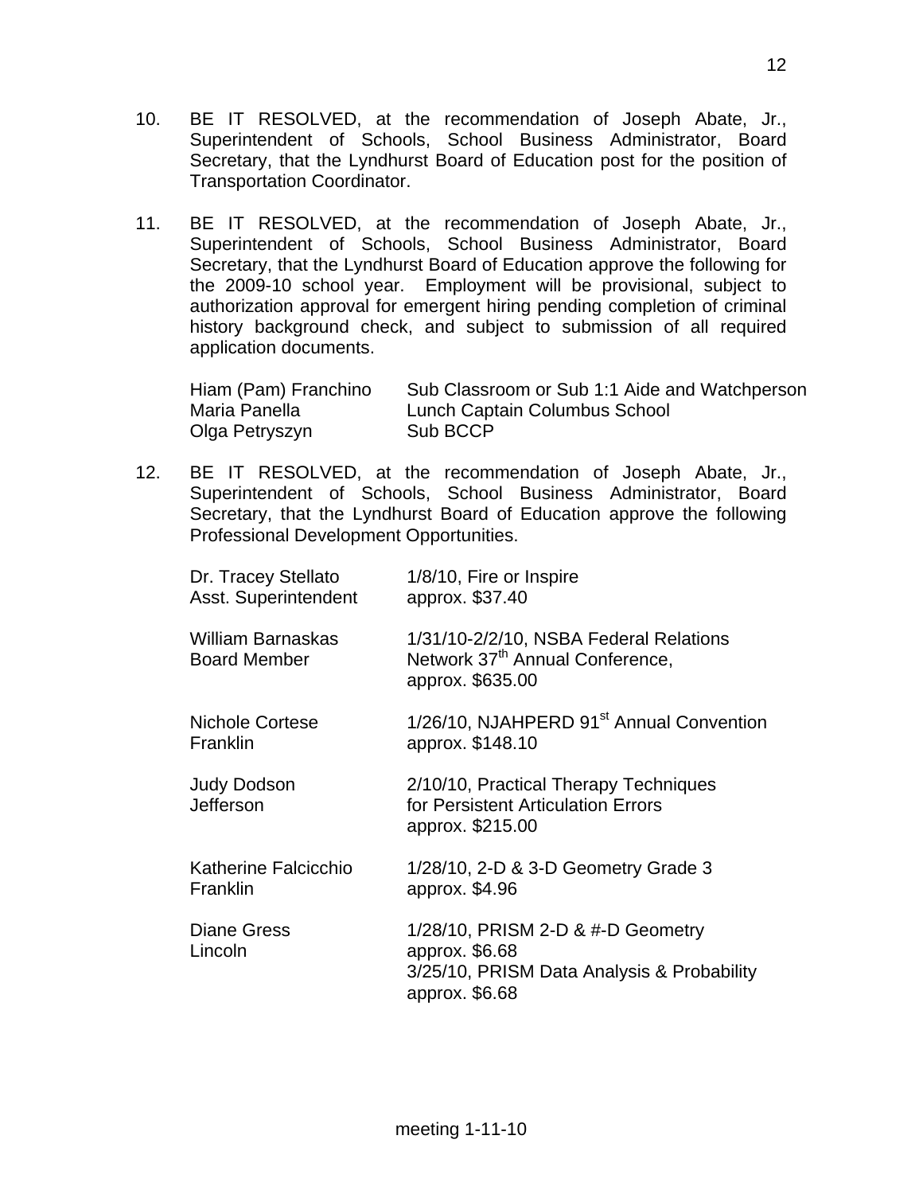10. BE IT RESOLVED, at the recommendation of Joseph Abate, Jr., Superintendent of Schools, School Business Administrator, Board Secretary, that the Lyndhurst Board of Education post for the position of Transportation Coordinator.

11. BE IT RESOLVED, at the recommendation of Joseph Abate, Jr., Superintendent of Schools, School Business Administrator, Board Secretary, that the Lyndhurst Board of Education approve the following for the 2009-10 school year. Employment will be provisional, subject to authorization approval for emergent hiring pending completion of criminal history background check, and subject to submission of all required application documents.

| | |
|---|---|
| Hiam (Pam) Franchino | Sub Classroom or Sub 1:1 Aide and Watchperson |
| Maria Panella | Lunch Captain Columbus School |
| Olga Petryszyn | Sub BCCP |

12. BE IT RESOLVED, at the recommendation of Joseph Abate, Jr., Superintendent of Schools, School Business Administrator, Board Secretary, that the Lyndhurst Board of Education approve the following Professional Development Opportunities.

| | |
|---|---|
| Dr. Tracey Stellato<br>Asst. Superintendent | 1/8/10, Fire or Inspire<br>approx. $37.40 |
| William Barnaskas<br>Board Member | 1/31/10-2/2/10, NSBA Federal Relations Network 37th Annual Conference,<br>approx. $635.00 |
| Nichole Cortese<br>Franklin | 1/26/10, NJAHPERD 91st Annual Convention<br>approx. $148.10 |
| Judy Dodson<br>Jefferson | 2/10/10, Practical Therapy Techniques for Persistent Articulation Errors<br>approx. $215.00 |
| Katherine Falcicchio<br>Franklin | 1/28/10, 2-D & 3-D Geometry Grade 3<br>approx. $4.96 |
| Diane Gress<br>Lincoln | 1/28/10, PRISM 2-D & #-D Geometry<br>approx. $6.68<br>3/25/10, PRISM Data Analysis & Probability<br>approx. $6.68 |

meeting 1-11-10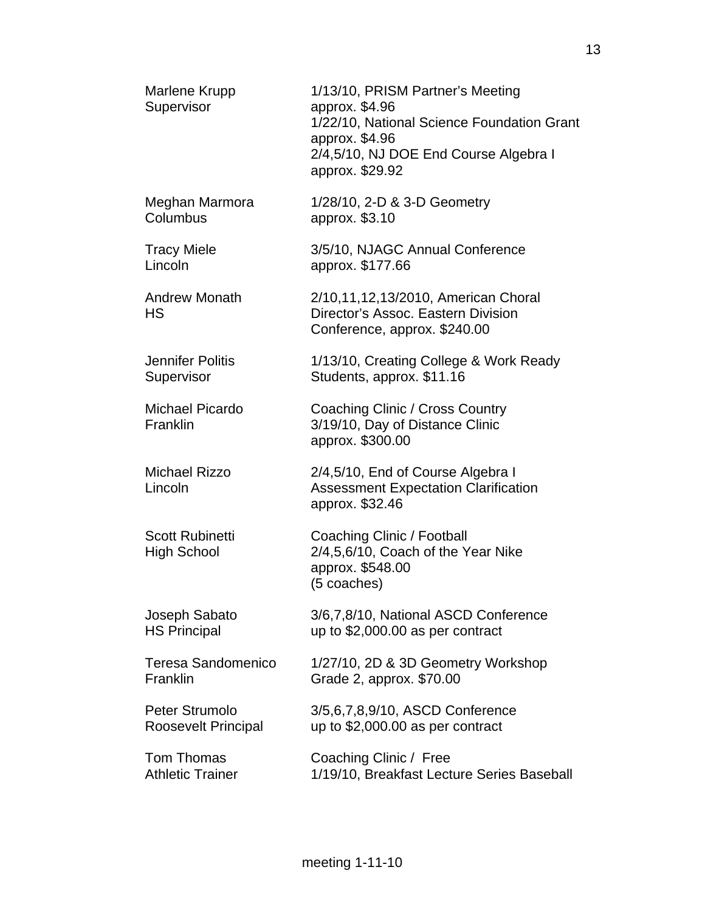| | |
|---|---|
| Marlene Krupp<br>Supervisor | 1/13/10, PRISM Partner's Meeting<br>approx. $4.96<br>1/22/10, National Science Foundation Grant<br>approx. $4.96<br>2/4,5/10, NJ DOE End Course Algebra I<br>approx. $29.92 |
| Meghan Marmora<br>Columbus | 1/28/10, 2-D & 3-D Geometry<br>approx. $3.10 |
| Tracy Miele<br>Lincoln | 3/5/10, NJAGC Annual Conference<br>approx. $177.66 |
| Andrew Monath<br>HS | 2/10,11,12,13/2010, American Choral Director's Assoc. Eastern Division Conference, approx. $240.00 |
| Jennifer Politis<br>Supervisor | 1/13/10, Creating College & Work Ready Students, approx. $11.16 |
| Michael Picardo<br>Franklin | Coaching Clinic / Cross Country<br>3/19/10, Day of Distance Clinic<br>approx. $300.00 |
| Michael Rizzo<br>Lincoln | 2/4,5/10, End of Course Algebra I Assessment Expectation Clarification<br>approx. $32.46 |
| Scott Rubinetti<br>High School | Coaching Clinic / Football<br>2/4,5,6/10, Coach of the Year Nike<br>approx. $548.00<br>(5 coaches) |
| Joseph Sabato<br>HS Principal | 3/6,7,8/10, National ASCD Conference<br>up to $2,000.00 as per contract |
| Teresa Sandomenico<br>Franklin | 1/27/10, 2D & 3D Geometry Workshop<br>Grade 2, approx. $70.00 |
| Peter Strumolo<br>Roosevelt Principal | 3/5,6,7,8,9/10, ASCD Conference<br>up to $2,000.00 as per contract |
| Tom Thomas<br>Athletic Trainer | Coaching Clinic / Free<br>1/19/10, Breakfast Lecture Series Baseball |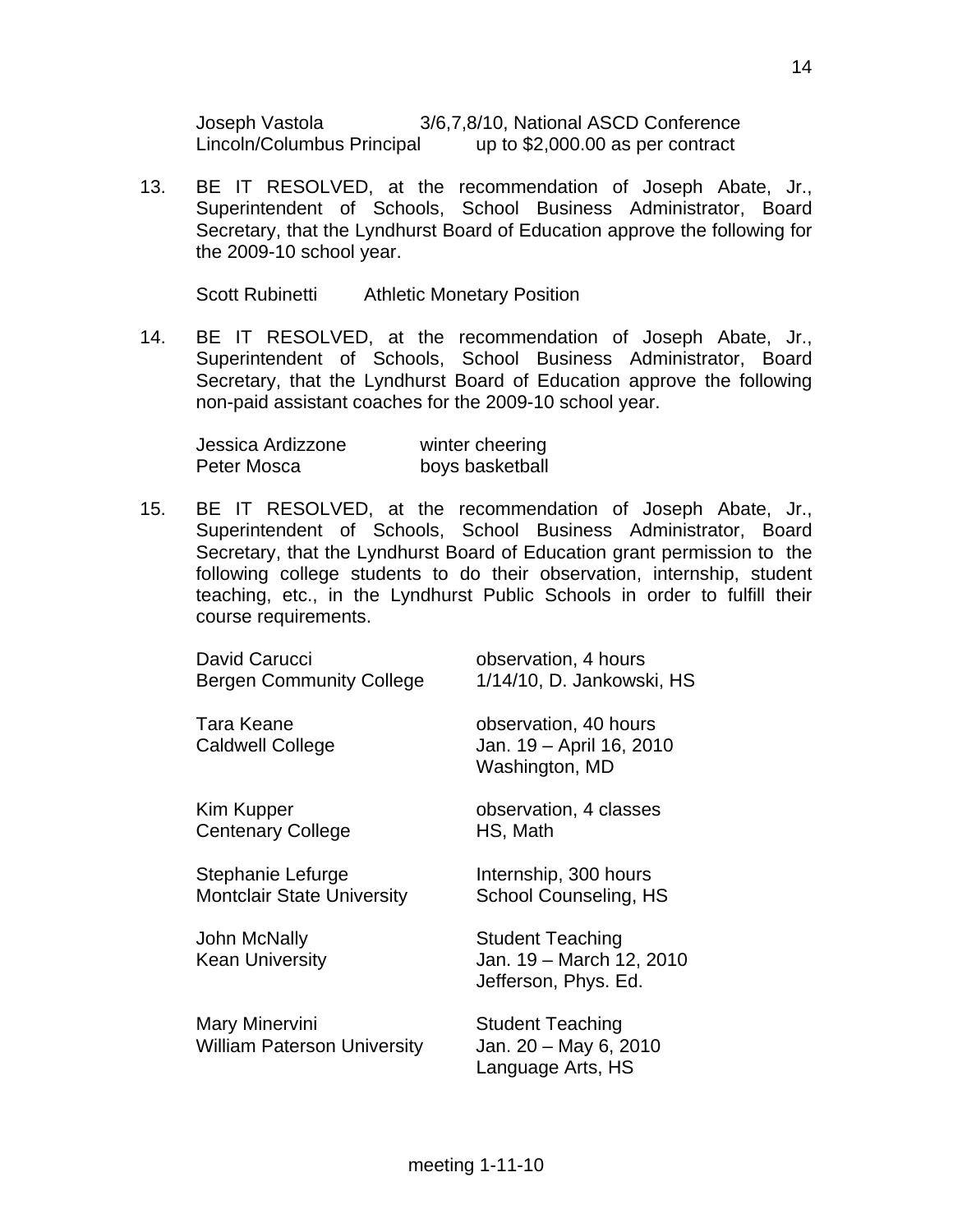Joseph Vastola — 3/6,7,8/10, National ASCD Conference
Lincoln/Columbus Principal — up to $2,000.00 as per contract

13. BE IT RESOLVED, at the recommendation of Joseph Abate, Jr., Superintendent of Schools, School Business Administrator, Board Secretary, that the Lyndhurst Board of Education approve the following for the 2009-10 school year.

    Scott Rubinetti — Athletic Monetary Position

14. BE IT RESOLVED, at the recommendation of Joseph Abate, Jr., Superintendent of Schools, School Business Administrator, Board Secretary, that the Lyndhurst Board of Education approve the following non-paid assistant coaches for the 2009-10 school year.

    | | |
    |---|---|
    | Jessica Ardizzone | winter cheering |
    | Peter Mosca | boys basketball |

15. BE IT RESOLVED, at the recommendation of Joseph Abate, Jr., Superintendent of Schools, School Business Administrator, Board Secretary, that the Lyndhurst Board of Education grant permission to the following college students to do their observation, internship, student teaching, etc., in the Lyndhurst Public Schools in order to fulfill their course requirements.

    | | |
    |---|---|
    | David Carucci<br>Bergen Community College | observation, 4 hours<br>1/14/10, D. Jankowski, HS |
    | Tara Keane<br>Caldwell College | observation, 40 hours<br>Jan. 19 – April 16, 2010<br>Washington, MD |
    | Kim Kupper<br>Centenary College | observation, 4 classes<br>HS, Math |
    | Stephanie Lefurge<br>Montclair State University | Internship, 300 hours<br>School Counseling, HS |
    | John McNally<br>Kean University | Student Teaching<br>Jan. 19 – March 12, 2010<br>Jefferson, Phys. Ed. |
    | Mary Minervini<br>William Paterson University | Student Teaching<br>Jan. 20 – May 6, 2010<br>Language Arts, HS |

meeting 1-11-10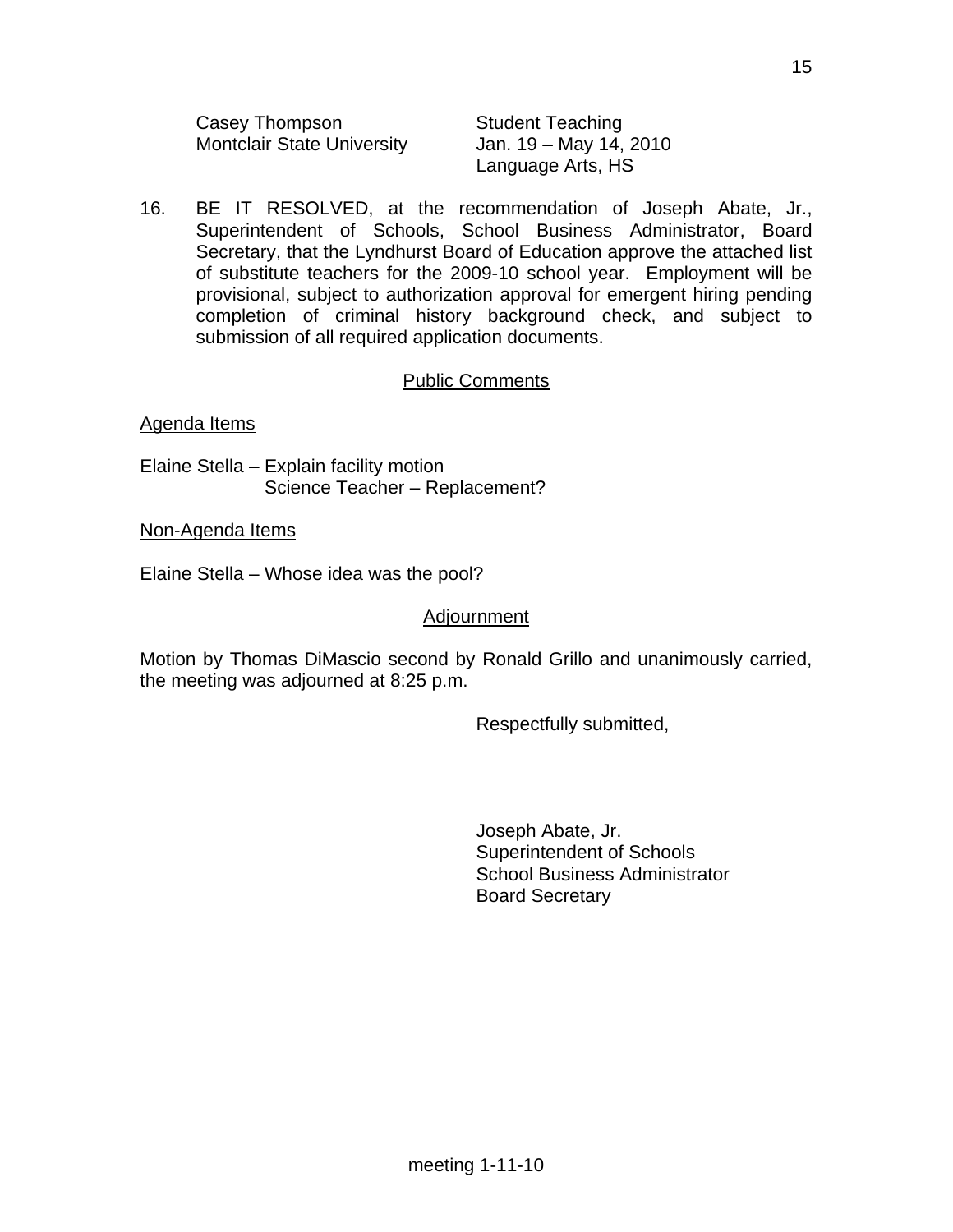| | |
|---|---|
| Casey Thompson<br>Montclair State University | Student Teaching<br>Jan. 19 – May 14, 2010<br>Language Arts, HS |

16. BE IT RESOLVED, at the recommendation of Joseph Abate, Jr., Superintendent of Schools, School Business Administrator, Board Secretary, that the Lyndhurst Board of Education approve the attached list of substitute teachers for the 2009-10 school year. Employment will be provisional, subject to authorization approval for emergent hiring pending completion of criminal history background check, and subject to submission of all required application documents.

## Public Comments

Agenda Items

Elaine Stella – Explain facility motion
Science Teacher – Replacement?

Non-Agenda Items

Elaine Stella – Whose idea was the pool?

## Adjournment

Motion by Thomas DiMascio second by Ronald Grillo and unanimously carried, the meeting was adjourned at 8:25 p.m.

Respectfully submitted,

Joseph Abate, Jr.
Superintendent of Schools
School Business Administrator
Board Secretary